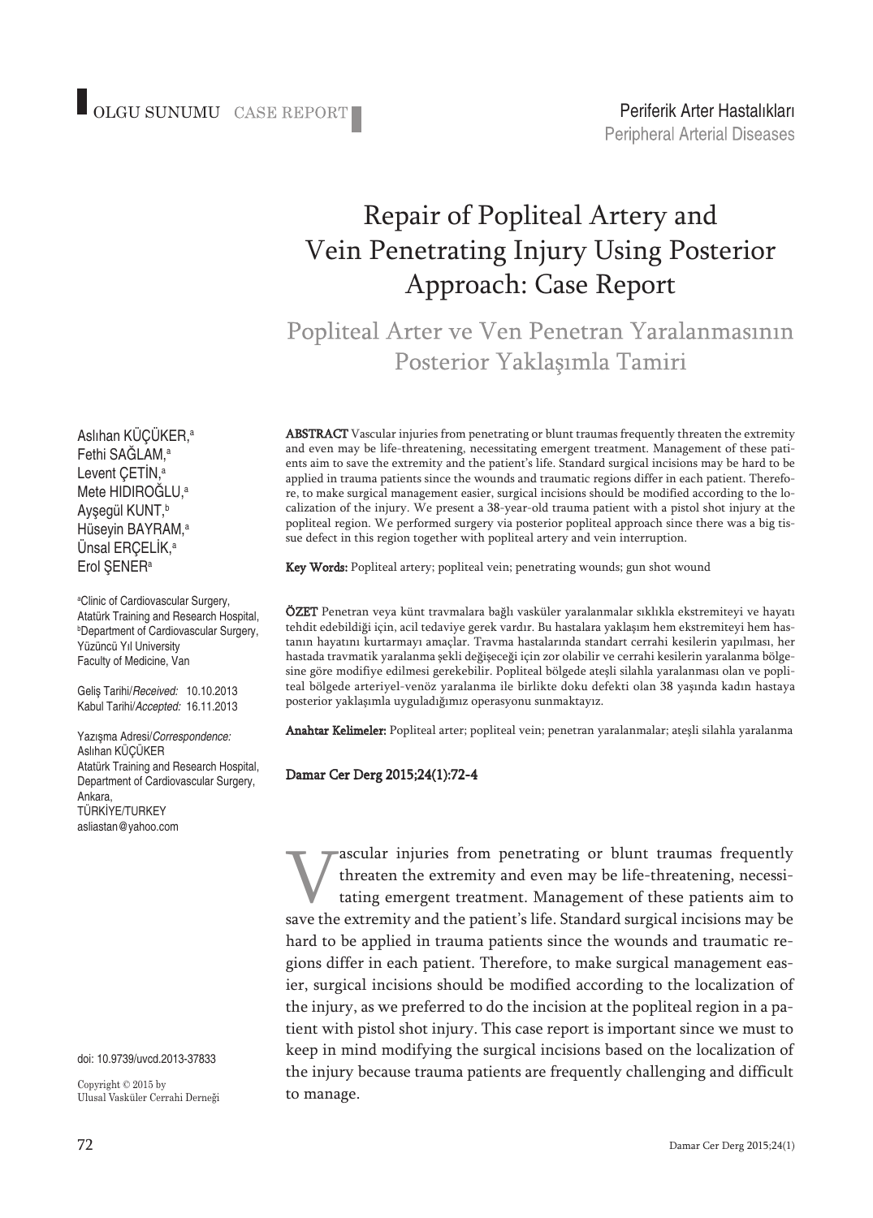OLGU SUNUMU CASE REPORT

Periferik Arter Hastalıkları
Peripheral Arterial Diseases

# Repair of Popliteal Artery and Vein Penetrating Injury Using Posterior Approach: Case Report

## Popliteal Arter ve Ven Penetran Yaralanmasının Posterior Yaklaşımla Tamiri

Aslıhan KÜÇÜKER,[a]
Fethi SAĞLAM,[a]
Levent ÇETİN,[a]
Mete HIDIROĞLU,[a]
Ayşegül KUNT,[b]
Hüseyin BAYRAM,[a]
Ünsal ERÇELİK,[a]
Erol ŞENER[a]

[a]Clinic of Cardiovascular Surgery, Atatürk Training and Research Hospital,
[b]Department of Cardiovascular Surgery, Yüzüncü Yıl University Faculty of Medicine, Van

Geliş Tarihi/*Received:* 10.10.2013
Kabul Tarihi/*Accepted:* 16.11.2013

Yazışma Adresi/*Correspondence:*
Aslıhan KÜÇÜKER
Atatürk Training and Research Hospital, Department of Cardiovascular Surgery, Ankara,
TÜRKİYE/TURKEY
asliastan@yahoo.com

**ABSTRACT** Vascular injuries from penetrating or blunt traumas frequently threaten the extremity and even may be life-threatening, necessitating emergent treatment. Management of these patients aim to save the extremity and the patient's life. Standard surgical incisions may be hard to be applied in trauma patients since the wounds and traumatic regions differ in each patient. Therefore, to make surgical management easier, surgical incisions should be modified according to the localization of the injury. We present a 38-year-old trauma patient with a pistol shot injury at the popliteal region. We performed surgery via posterior popliteal approach since there was a big tissue defect in this region together with popliteal artery and vein interruption.

**Key Words:** Popliteal artery; popliteal vein; penetrating wounds; gun shot wound

**ÖZET** Penetran veya künt travmalara bağlı vasküler yaralanmalar sıklıkla ekstremiteyi ve hayatı tehdit edebildiği için, acil tedaviye gerek vardır. Bu hastalara yaklaşım hem ekstremiteyi hem hastanın hayatını kurtarmayı amaçlar. Travma hastalarında standart cerrahi kesilerin yapılması, her hastada travmatik yaralanma şekli değişeceği için zor olabilir ve cerrahi kesilerin yaralanma bölgesine göre modifiye edilmesi gerekebilir. Popliteal bölgede ateşli silahla yaralanması olan ve popliteal bölgede arteriyel-venöz yaralanma ile birlikte doku defekti olan 38 yaşında kadın hastaya posterior yaklaşımla uyguladığımız operasyonu sunmaktayız.

**Anahtar Kelimeler:** Popliteal arter; popliteal vein; penetran yaralanmalar; ateşli silahla yaralanma

**Damar Cer Derg 2015;24(1):72-4**

doi: 10.9739/uvcd.2013-37833

Copyright © 2015 by
Ulusal Vasküler Cerrahi Derneği

Vascular injuries from penetrating or blunt traumas frequently threaten the extremity and even may be life-threatening, necessitating emergent treatment. Management of these patients aim to save the extremity and the patient's life. Standard surgical incisions may be hard to be applied in trauma patients since the wounds and traumatic regions differ in each patient. Therefore, to make surgical management easier, surgical incisions should be modified according to the localization of the injury, as we preferred to do the incision at the popliteal region in a patient with pistol shot injury. This case report is important since we must to keep in mind modifying the surgical incisions based on the localization of the injury because trauma patients are frequently challenging and difficult to manage.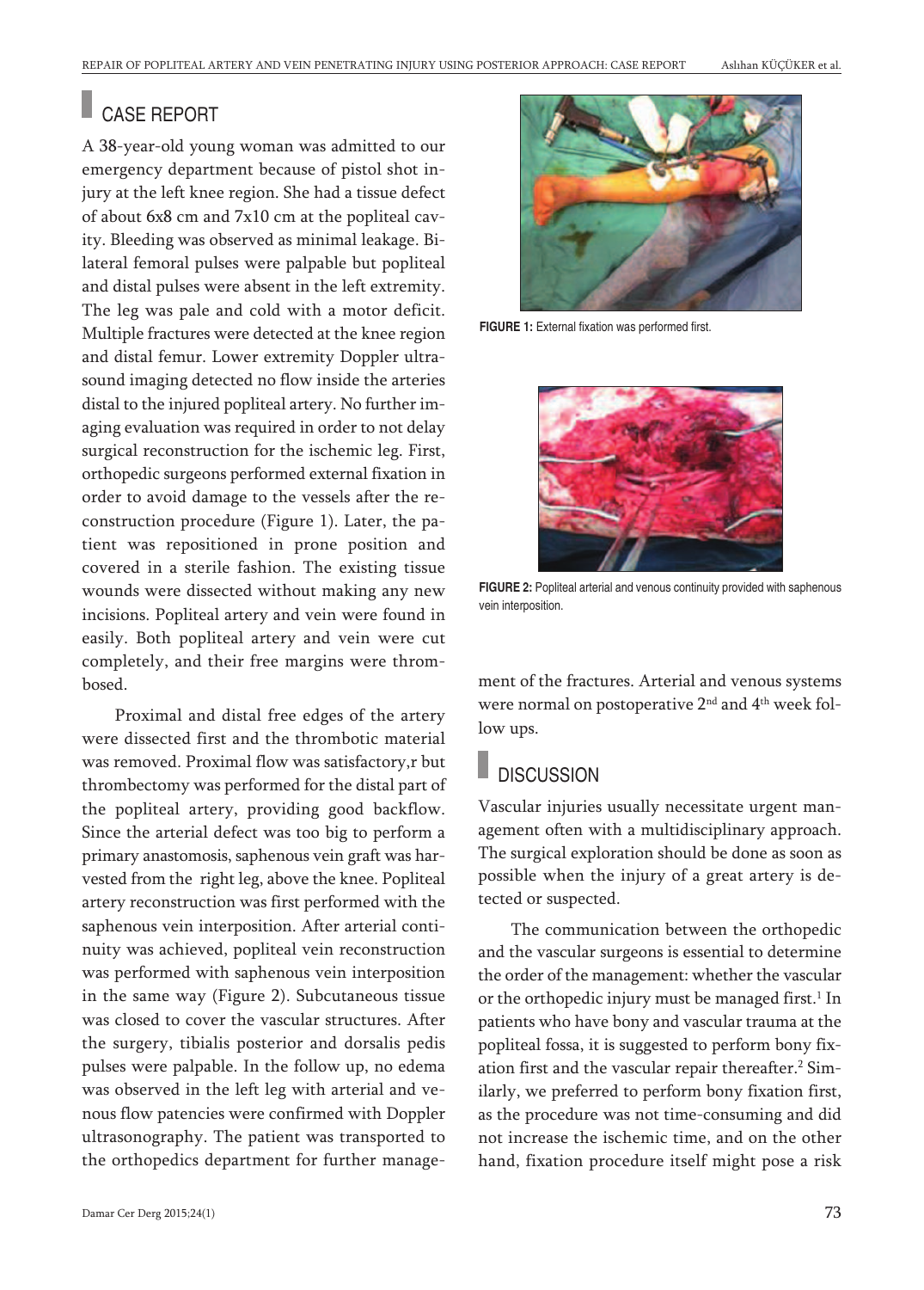## CASE REPORT

A 38-year-old young woman was admitted to our emergency department because of pistol shot injury at the left knee region. She had a tissue defect of about 6x8 cm and 7x10 cm at the popliteal cavity. Bleeding was observed as minimal leakage. Bilateral femoral pulses were palpable but popliteal and distal pulses were absent in the left extremity. The leg was pale and cold with a motor deficit. Multiple fractures were detected at the knee region and distal femur. Lower extremity Doppler ultrasound imaging detected no flow inside the arteries distal to the injured popliteal artery. No further imaging evaluation was required in order to not delay surgical reconstruction for the ischemic leg. First, orthopedic surgeons performed external fixation in order to avoid damage to the vessels after the reconstruction procedure (Figure 1). Later, the patient was repositioned in prone position and covered in a sterile fashion. The existing tissue wounds were dissected without making any new incisions. Popliteal artery and vein were found in easily. Both popliteal artery and vein were cut completely, and their free margins were thrombosed.

Proximal and distal free edges of the artery were dissected first and the thrombotic material was removed. Proximal flow was satisfactory,r but thrombectomy was performed for the distal part of the popliteal artery, providing good backflow. Since the arterial defect was too big to perform a primary anastomosis, saphenous vein graft was harvested from the right leg, above the knee. Popliteal artery reconstruction was first performed with the saphenous vein interposition. After arterial continuity was achieved, popliteal vein reconstruction was performed with saphenous vein interposition in the same way (Figure 2). Subcutaneous tissue was closed to cover the vascular structures. After the surgery, tibialis posterior and dorsalis pedis pulses were palpable. In the follow up, no edema was observed in the left leg with arterial and venous flow patencies were confirmed with Doppler ultrasonography. The patient was transported to the orthopedics department for further management of the fractures. Arterial and venous systems were normal on postoperative 2nd and 4th week follow ups.

**FIGURE 1:** External fixation was performed first.

**FIGURE 2:** Popliteal arterial and venous continuity provided with saphenous vein interposition.

## DISCUSSION

Vascular injuries usually necessitate urgent management often with a multidisciplinary approach. The surgical exploration should be done as soon as possible when the injury of a great artery is detected or suspected.

The communication between the orthopedic and the vascular surgeons is essential to determine the order of the management: whether the vascular or the orthopedic injury must be managed first.[1] In patients who have bony and vascular trauma at the popliteal fossa, it is suggested to perform bony fixation first and the vascular repair thereafter.[2] Similarly, we preferred to perform bony fixation first, as the procedure was not time-consuming and did not increase the ischemic time, and on the other hand, fixation procedure itself might pose a risk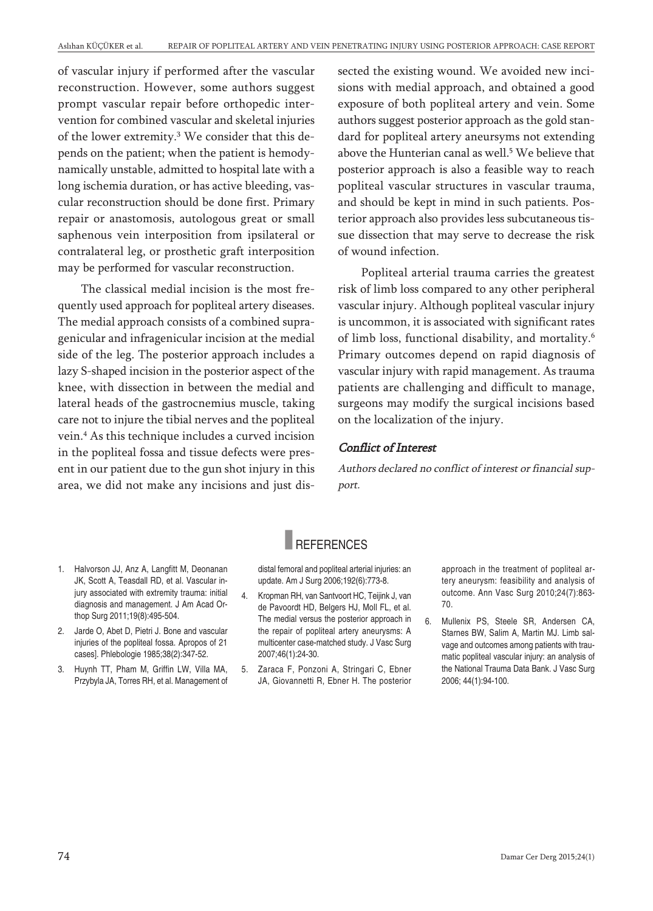of vascular injury if performed after the vascular reconstruction. However, some authors suggest prompt vascular repair before orthopedic intervention for combined vascular and skeletal injuries of the lower extremity.[3] We consider that this depends on the patient; when the patient is hemodynamically unstable, admitted to hospital late with a long ischemia duration, or has active bleeding, vascular reconstruction should be done first. Primary repair or anastomosis, autologous great or small saphenous vein interposition from ipsilateral or contralateral leg, or prosthetic graft interposition may be performed for vascular reconstruction.

The classical medial incision is the most frequently used approach for popliteal artery diseases. The medial approach consists of a combined supragenicular and infragenicular incision at the medial side of the leg. The posterior approach includes a lazy S-shaped incision in the posterior aspect of the knee, with dissection in between the medial and lateral heads of the gastrocnemius muscle, taking care not to injure the tibial nerves and the popliteal vein.[4] As this technique includes a curved incision in the popliteal fossa and tissue defects were present in our patient due to the gun shot injury in this area, we did not make any incisions and just dissected the existing wound. We avoided new incisions with medial approach, and obtained a good exposure of both popliteal artery and vein. Some authors suggest posterior approach as the gold standard for popliteal artery aneursyms not extending above the Hunterian canal as well.[5] We believe that posterior approach is also a feasible way to reach popliteal vascular structures in vascular trauma, and should be kept in mind in such patients. Posterior approach also provides less subcutaneous tissue dissection that may serve to decrease the risk of wound infection.

Popliteal arterial trauma carries the greatest risk of limb loss compared to any other peripheral vascular injury. Although popliteal vascular injury is uncommon, it is associated with significant rates of limb loss, functional disability, and mortality.[6] Primary outcomes depend on rapid diagnosis of vascular injury with rapid management. As trauma patients are challenging and difficult to manage, surgeons may modify the surgical incisions based on the localization of the injury.

### *Conflict of Interest*

*Authors declared no conflict of interest or financial support.*

## REFERENCES

1. Halvorson JJ, Anz A, Langfitt M, Deonanan JK, Scott A, Teasdall RD, et al. Vascular injury associated with extremity trauma: initial diagnosis and management. J Am Acad Orthop Surg 2011;19(8):495-504.
2. Jarde O, Abet D, Pietri J. Bone and vascular injuries of the popliteal fossa. Apropos of 21 cases]. Phlebologie 1985;38(2):347-52.
3. Huynh TT, Pham M, Griffin LW, Villa MA, Przybyla JA, Torres RH, et al. Management of distal femoral and popliteal arterial injuries: an update. Am J Surg 2006;192(6):773-8.
4. Kropman RH, van Santvoort HC, Teijink J, van de Pavoordt HD, Belgers HJ, Moll FL, et al. The medial versus the posterior approach in the repair of popliteal artery aneurysms: A multicenter case-matched study. J Vasc Surg 2007;46(1):24-30.
5. Zaraca F, Ponzoni A, Stringari C, Ebner JA, Giovannetti R, Ebner H. The posterior approach in the treatment of popliteal artery aneurysm: feasibility and analysis of outcome. Ann Vasc Surg 2010;24(7):863-70.
6. Mullenix PS, Steele SR, Andersen CA, Starnes BW, Salim A, Martin MJ. Limb salvage and outcomes among patients with traumatic popliteal vascular injury: an analysis of the National Trauma Data Bank. J Vasc Surg 2006; 44(1):94-100.